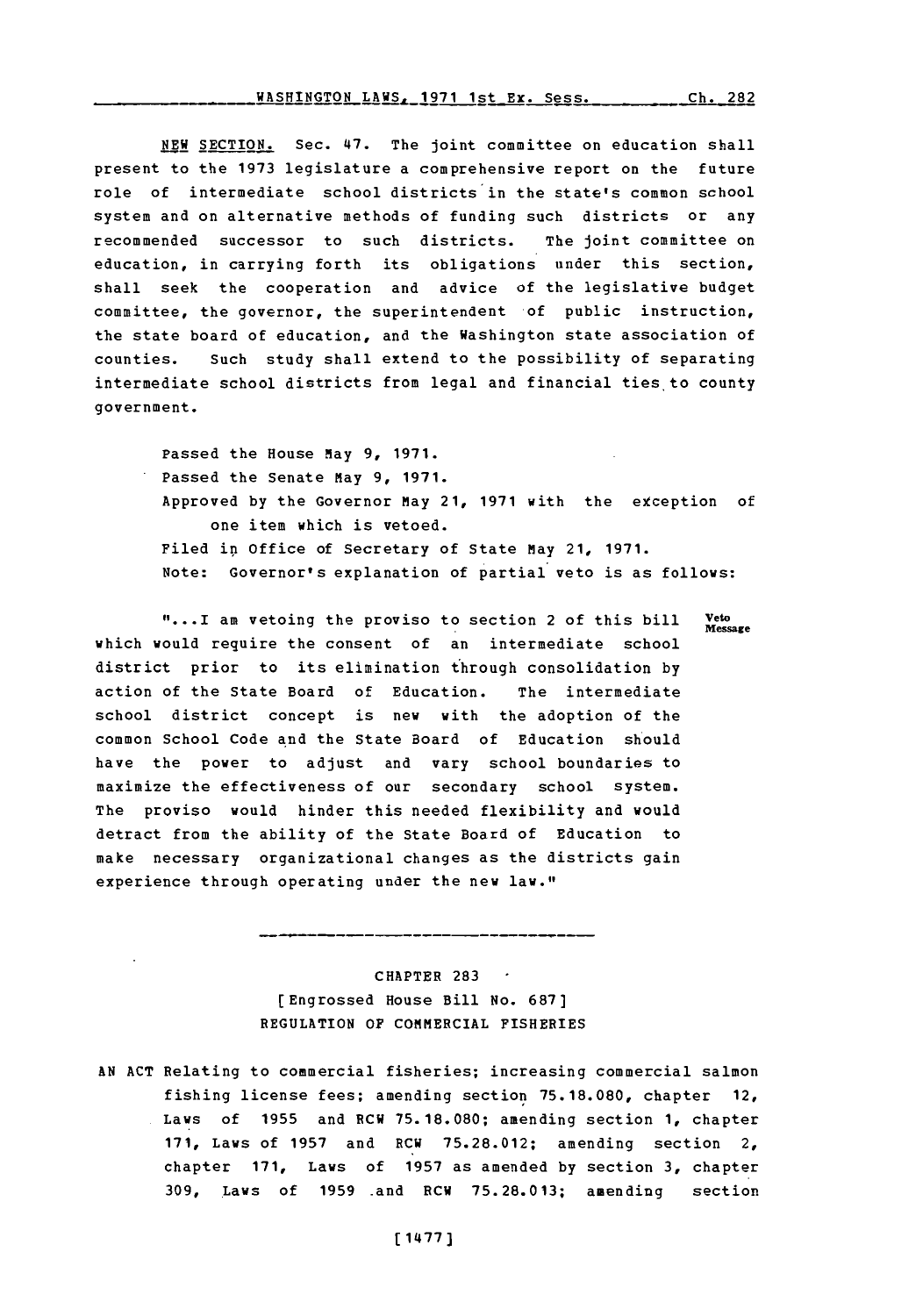NEW SECTION. Sec. 47. The joint committee on education shall present to the 1973 legislature a comprehensive report on the future role of intermediate school districts in the state's common school system and on alternative methods of funding such districts or any recommended successor to such districts. The joint committee on education, in carrying forth its obligations under this section, shall seek the cooperation and advice of the legislative budget committee, the governor, the superintendent of public instruction, the state board of education, and the Washington state association of counties. Such study shall extend to the possibility of separating intermediate school districts from legal and financial ties to county government.

Passed the House May 9, 1971.
Passed the Senate May 9, 1971.
Approved by the Governor May 21, 1971 with the exception of one item which is vetoed.
Filed in Office of Secretary of State May 21, 1971.
Note: Governor's explanation of partial veto is as follows:

Veto Message

"...I am vetoing the proviso to section 2 of this bill which would require the consent of an intermediate school district prior to its elimination through consolidation by action of the State Board of Education. The intermediate school district concept is new with the adoption of the common School Code and the State Board of Education should have the power to adjust and vary school boundaries to maximize the effectiveness of our secondary school system. The proviso would hinder this needed flexibility and would detract from the ability of the State Board of Education to make necessary organizational changes as the districts gain experience through operating under the new law."

---

## CHAPTER 283
### [Engrossed House Bill No. 687]
### REGULATION OF COMMERCIAL FISHERIES

AN ACT Relating to commercial fisheries; increasing commercial salmon fishing license fees; amending section 75.18.080, chapter 12, Laws of 1955 and RCW 75.18.080; amending section 1, chapter 171, Laws of 1957 and RCW 75.28.012; amending section 2, chapter 171, Laws of 1957 as amended by section 3, chapter 309, Laws of 1959 and RCW 75.28.013; amending section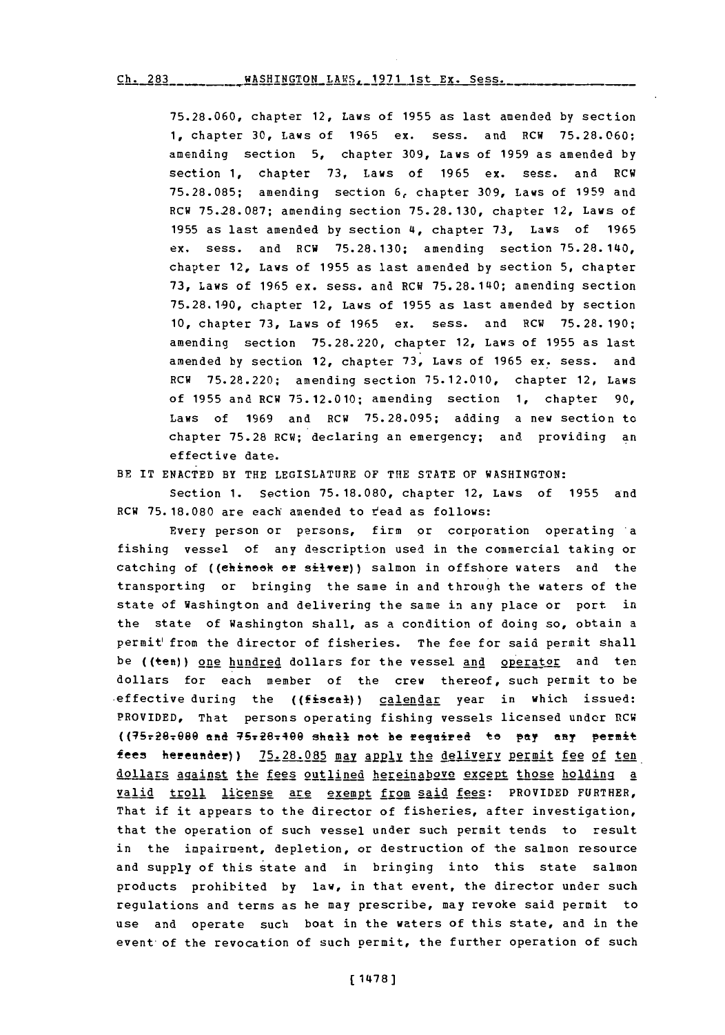75.28.060, chapter 12, Laws of 1955 as last amended by section 1, chapter 30, Laws of 1965 ex. sess. and RCW 75.28.060; amending section 5, chapter 309, Laws of 1959 as amended by section 1, chapter 73, Laws of 1965 ex. sess. and RCW 75.28.085; amending section 6, chapter 309, Laws of 1959 and RCW 75.28.087; amending section 75.28.130, chapter 12, Laws of 1955 as last amended by section 4, chapter 73, Laws of 1965 ex. sess. and RCW 75.28.130; amending section 75.28.140, chapter 12, Laws of 1955 as last amended by section 5, chapter 73, Laws of 1965 ex. sess. and RCW 75.28.140; amending section 75.28.190, chapter 12, Laws of 1955 as last amended by section 10, chapter 73, Laws of 1965 ex. sess. and RCW 75.28.190; amending section 75.28.220, chapter 12, Laws of 1955 as last amended by section 12, chapter 73, Laws of 1965 ex. sess. and RCW 75.28.220; amending section 75.12.010, chapter 12, Laws of 1955 and RCW 75.12.010; amending section 1, chapter 90, Laws of 1969 and RCW 75.28.095; adding a new section to chapter 75.28 RCW; declaring an emergency; and providing an effective date.

BE IT ENACTED BY THE LEGISLATURE OF THE STATE OF WASHINGTON:

Section 1. Section 75.18.080, chapter 12, Laws of 1955 and RCW 75.18.080 are each amended to read as follows:

Every person or persons, firm or corporation operating a fishing vessel of any description used in the commercial taking or catching of ((~~chinook or silver~~)) salmon in offshore waters and the transporting or bringing the same in and through the waters of the state of Washington and delivering the same in any place or port in the state of Washington shall, as a condition of doing so, obtain a permit from the director of fisheries. The fee for said permit shall be ((~~ten~~)) one hundred dollars for the vessel and operator and ten dollars for each member of the crew thereof, such permit to be effective during the ((~~fiscal~~)) calendar year in which issued: PROVIDED, That persons operating fishing vessels licensed under RCW ((~~75.28.080 and 75.28.100 shall not be required to pay any permit fees hereunder~~)) 75.28.085 may apply the delivery permit fee of ten dollars against the fees outlined hereinabove except those holding a valid troll license are exempt from said fees: PROVIDED FURTHER, That if it appears to the director of fisheries, after investigation, that the operation of such vessel under such permit tends to result in the impairment, depletion, or destruction of the salmon resource and supply of this state and in bringing into this state salmon products prohibited by law, in that event, the director under such regulations and terms as he may prescribe, may revoke said permit to use and operate such boat in the waters of this state, and in the event of the revocation of such permit, the further operation of such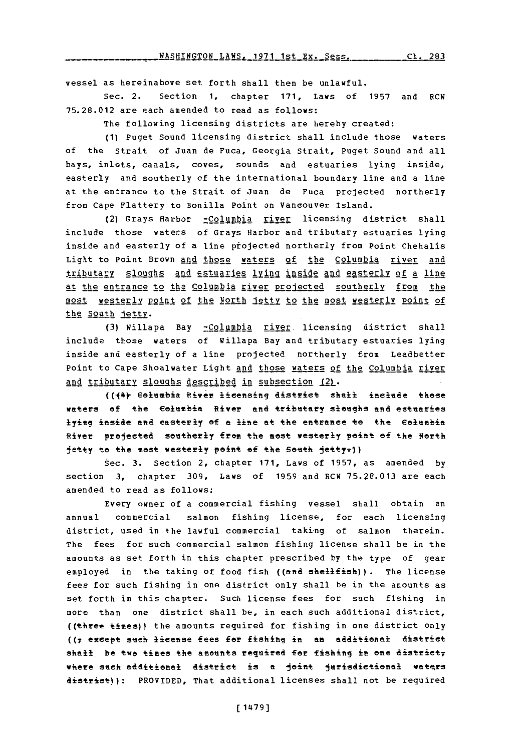vessel as hereinabove set forth shall then be unlawful.

Sec. 2. Section 1, chapter 171, Laws of 1957 and RCW 75.28.012 are each amended to read as follows:

The following licensing districts are hereby created:

(1) Puget Sound licensing district shall include those waters of the Strait of Juan de Fuca, Georgia Strait, Puget Sound and all bays, inlets, canals, coves, sounds and estuaries lying inside, easterly and southerly of the international boundary line and a line at the entrance to the Strait of Juan de Fuca projected northerly from Cape Flattery to Bonilla Point on Vancouver Island.

(2) Grays Harbor -Columbia river licensing district shall include those waters of Grays Harbor and tributary estuaries lying inside and easterly of a line projected northerly from Point Chehalis Light to Point Brown and those waters of the Columbia river and tributary sloughs and estuaries lying inside and easterly of a line at the entrance to the Columbia river projected southerly from the most westerly point of the North jetty to the most westerly point of the South jetty.

(3) Willapa Bay -Columbia river licensing district shall include those waters of Willapa Bay and tributary estuaries lying inside and easterly of a line projected northerly from Leadbetter Point to Cape Shoalwater Light and those waters of the Columbia river and tributary sloughs described in subsection (2).

(((4) Columbia River licensing district shall include those waters of the Columbia River and tributary sloughs and estuaries lying inside and easterly of a line at the entrance to the Columbia River projected southerly from the most westerly point of the North jetty to the most westerly point of the South jetty.))

Sec. 3. Section 2, chapter 171, Laws of 1957, as amended by section 3, chapter 309, Laws of 1959 and RCW 75.28.013 are each amended to read as follows:

Every owner of a commercial fishing vessel shall obtain an annual commercial salmon fishing license, for each licensing district, used in the lawful commercial taking of salmon therein. The fees for such commercial salmon fishing license shall be in the amounts as set forth in this chapter prescribed by the type of gear employed in the taking of food fish ((and shellfish)). The license fees for such fishing in one district only shall be in the amounts as set forth in this chapter. Such license fees for such fishing in more than one district shall be, in each such additional district, ((three times)) the amounts required for fishing in one district only ((, except such license fees for fishing in an additional district shall be two times the amounts required for fishing in one district, where such additional district is a joint jurisdictional waters district)): PROVIDED, That additional licenses shall not be required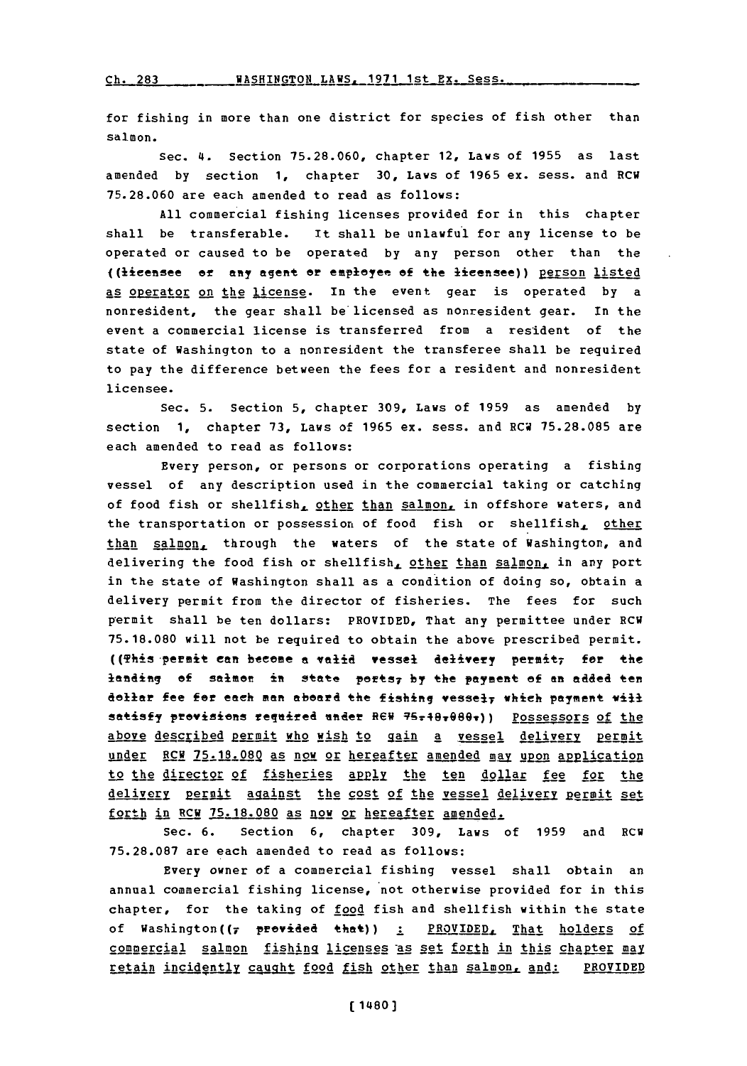for fishing in more than one district for species of fish other than salmon.

Sec. 4. Section 75.28.060, chapter 12, Laws of 1955 as last amended by section 1, chapter 30, Laws of 1965 ex. sess. and RCW 75.28.060 are each amended to read as follows:

All commercial fishing licenses provided for in this chapter shall be transferable. It shall be unlawful for any license to be operated or caused to be operated by any person other than the ((licensee or any agent or employee of the licensee)) person listed as operator on the license. In the event gear is operated by a nonresident, the gear shall be licensed as nonresident gear. In the event a commercial license is transferred from a resident of the state of Washington to a nonresident the transferee shall be required to pay the difference between the fees for a resident and nonresident licensee.

Sec. 5. Section 5, chapter 309, Laws of 1959 as amended by section 1, chapter 73, Laws of 1965 ex. sess. and RCW 75.28.085 are each amended to read as follows:

Every person, or persons or corporations operating a fishing vessel of any description used in the commercial taking or catching of food fish or shellfish, other than salmon, in offshore waters, and the transportation or possession of food fish or shellfish, other than salmon, through the waters of the state of Washington, and delivering the food fish or shellfish, other than salmon, in any port in the state of Washington shall as a condition of doing so, obtain a delivery permit from the director of fisheries. The fees for such permit shall be ten dollars: PROVIDED, That any permittee under RCW 75.18.080 will not be required to obtain the above prescribed permit. ((This permit can become a valid vessel delivery permit, for the landing of salmon in state ports, by the payment of an added ten dollar fee for each man aboard the fishing vessel, which payment will satisfy provisions required under RCW 75.18.080.)) Possessors of the above described permit who wish to gain a vessel delivery permit under RCW 75.18.080 as now or hereafter amended may upon application to the director of fisheries apply the ten dollar fee for the delivery permit against the cost of the vessel delivery permit set forth in RCW 75.18.080 as now or hereafter amended.

Sec. 6. Section 6, chapter 309, Laws of 1959 and RCW 75.28.087 are each amended to read as follows:

Every owner of a commercial fishing vessel shall obtain an annual commercial fishing license, not otherwise provided for in this chapter, for the taking of food fish and shellfish within the state of Washington((, provided that)) : PROVIDED, That holders of commercial salmon fishing licenses as set forth in this chapter may retain incidently caught food fish other than salmon, and: PROVIDED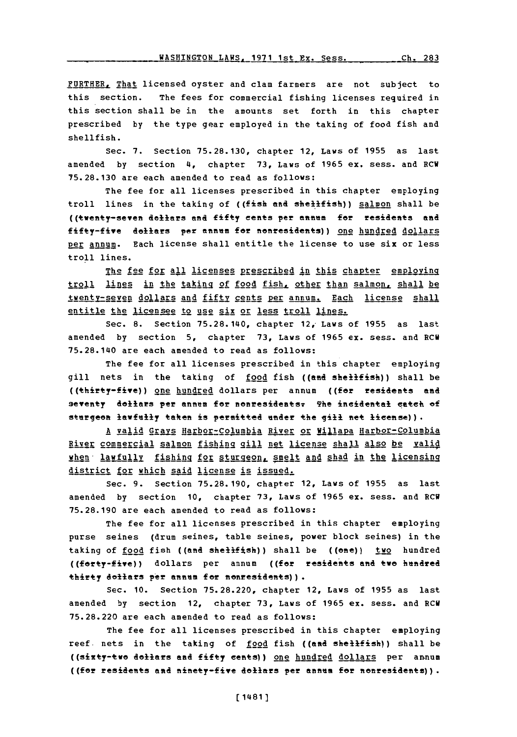PROVIDED FURTHER, That licensed oyster and clam farmers are not subject to this section. The fees for commercial fishing licenses required in this section shall be in the amounts set forth in this chapter prescribed by the type gear employed in the taking of food fish and shellfish.

Sec. 7. Section 75.28.130, chapter 12, Laws of 1955 as last amended by section 4, chapter 73, Laws of 1965 ex. sess. and RCW 75.28.130 are each amended to read as follows:

The fee for all licenses prescribed in this chapter employing troll lines in the taking of ((fish and shellfish)) salmon shall be ((twenty-seven dollars and fifty cents per annum for residents and fifty-five dollars per annum for nonresidents)) one hundred dollars per annum. Each license shall entitle the license to use six or less troll lines.

The fee for all licenses prescribed in this chapter employing troll lines in the taking of food fish, other than salmon, shall be twenty-seven dollars and fifty cents per annum. Each license shall entitle the licensee to use six or less troll lines.

Sec. 8. Section 75.28.140, chapter 12, Laws of 1955 as last amended by section 5, chapter 73, Laws of 1965 ex. sess. and RCW 75.28.140 are each amended to read as follows:

The fee for all licenses prescribed in this chapter employing gill nets in the taking of food fish ((and shellfish)) shall be ((thirty-five)) one hundred dollars per annum ((for residents and seventy dollars per annum for nonresidents. The incidental catch of sturgeon lawfully taken is permitted under the gill net license)).

A valid Grays Harbor-Columbia River or Willapa Harbor-Columbia River commercial salmon fishing gill net license shall also be valid when lawfully fishing for sturgeon, smelt and shad in the licensing district for which said license is issued.

Sec. 9. Section 75.28.190, chapter 12, Laws of 1955 as last amended by section 10, chapter 73, Laws of 1965 ex. sess. and RCW 75.28.190 are each amended to read as follows:

The fee for all licenses prescribed in this chapter employing purse seines (drum seines, table seines, power block seines) in the taking of food fish ((and shellfish)) shall be ((one)) two hundred ((forty-five)) dollars per annum ((for residents and two hundred thirty dollars per annum for nonresidents)).

Sec. 10. Section 75.28.220, chapter 12, Laws of 1955 as last amended by section 12, chapter 73, Laws of 1965 ex. sess. and RCW 75.28.220 are each amended to read as follows:

The fee for all licenses prescribed in this chapter employing reef nets in the taking of food fish ((and shellfish)) shall be ((sixty-two dollars and fifty cents)) one hundred dollars per annum ((for residents and ninety-five dollars per annum for nonresidents)).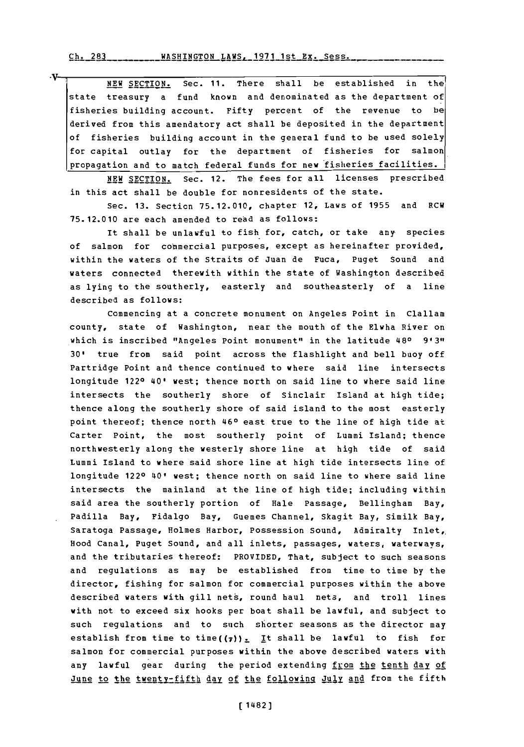NEW SECTION. Sec. 11. There shall be established in the state treasury a fund known and denominated as the department of fisheries building account. Fifty percent of the revenue to be derived from this amendatory act shall be deposited in the department of fisheries building account in the general fund to be used solely for capital outlay for the department of fisheries for salmon propagation and to match federal funds for new fisheries facilities.

NEW SECTION. Sec. 12. The fees for all licenses prescribed in this act shall be double for nonresidents of the state.

Sec. 13. Section 75.12.010, chapter 12, Laws of 1955 and RCW 75.12.010 are each amended to read as follows:

It shall be unlawful to fish for, catch, or take any species of salmon for commercial purposes, except as hereinafter provided, within the waters of the Straits of Juan de Fuca, Puget Sound and waters connected therewith within the state of Washington described as lying to the southerly, easterly and southeasterly of a line described as follows:

Commencing at a concrete monument on Angeles Point in Clallam county, state of Washington, near the mouth of the Elwha River on which is inscribed "Angeles Point monument" in the latitude 48° 9'3" 30' true from said point across the flashlight and bell buoy off Partridge Point and thence continued to where said line intersects longitude 122° 40' west; thence north on said line to where said line intersects the southerly shore of Sinclair Island at high tide; thence along the southerly shore of said island to the most easterly point thereof; thence north 46° east true to the line of high tide at Carter Point, the most southerly point of Lummi Island; thence northwesterly along the westerly shore line at high tide of said Lummi Island to where said shore line at high tide intersects line of longitude 122° 40' west; thence north on said line to where said line intersects the mainland at the line of high tide; including within said area the southerly portion of Hale Passage, Bellingham Bay, Padilla Bay, Fidalgo Bay, Guemes Channel, Skagit Bay, Similk Bay, Saratoga Passage, Holmes Harbor, Possession Sound, Admiralty Inlet, Hood Canal, Puget Sound, and all inlets, passages, waters, waterways, and the tributaries thereof: PROVIDED, That, subject to such seasons and regulations as may be established from time to time by the director, fishing for salmon for commercial purposes within the above described waters with gill nets, round haul nets, and troll lines with not to exceed six hooks per boat shall be lawful, and subject to such regulations and to such shorter seasons as the director may establish from time to time((,)). It shall be lawful to fish for salmon for commercial purposes within the above described waters with any lawful gear during the period extending from the tenth day of June to the twenty-fifth day of the following July and from the fifth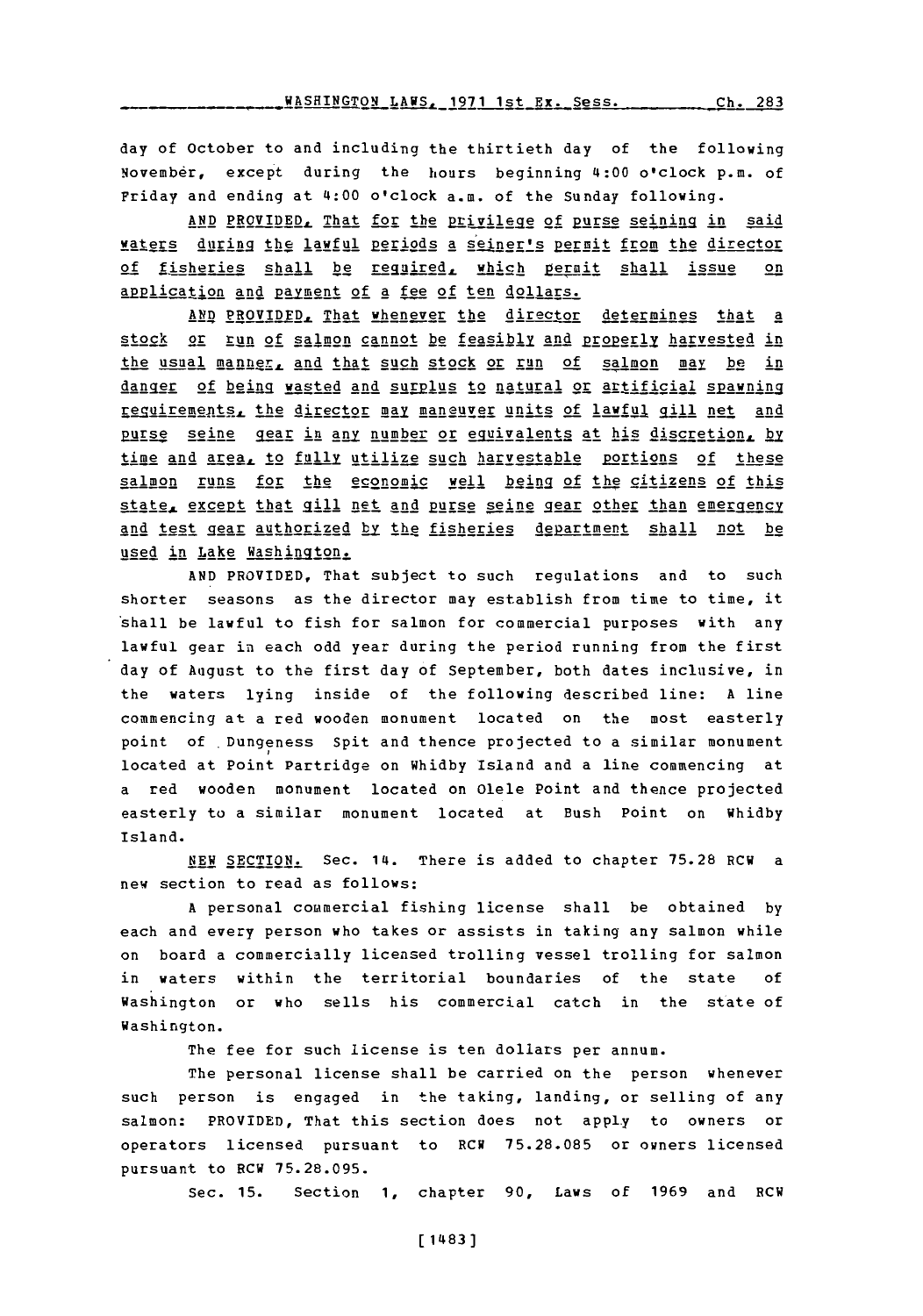day of October to and including the thirtieth day of the following November, except during the hours beginning 4:00 o'clock p.m. of Friday and ending at 4:00 o'clock a.m. of the Sunday following.

AND PROVIDED, That for the privilege of purse seining in said waters during the lawful periods a seiner's permit from the director of fisheries shall be required, which permit shall issue on application and payment of a fee of ten dollars.

AND PROVIDED, That whenever the director determines that a stock or run of salmon cannot be feasibly and properly harvested in the usual manner, and that such stock or run of salmon may be in danger of being wasted and surplus to natural or artificial spawning requirements, the director may maneuver units of lawful gill net and purse seine gear in any number or equivalents at his discretion, by time and area, to fully utilize such harvestable portions of these salmon runs for the economic well being of the citizens of this state, except that gill net and purse seine gear other than emergency and test gear authorized by the fisheries department shall not be used in Lake Washington.

AND PROVIDED, That subject to such regulations and to such shorter seasons as the director may establish from time to time, it shall be lawful to fish for salmon for commercial purposes with any lawful gear in each odd year during the period running from the first day of August to the first day of September, both dates inclusive, in the waters lying inside of the following described line: A line commencing at a red wooden monument located on the most easterly point of Dungeness Spit and thence projected to a similar monument located at Point Partridge on Whidby Island and a line commencing at a red wooden monument located on Olele Point and thence projected easterly to a similar monument located at Bush Point on Whidby Island.

NEW SECTION. Sec. 14. There is added to chapter 75.28 RCW a new section to read as follows:

A personal commercial fishing license shall be obtained by each and every person who takes or assists in taking any salmon while on board a commercially licensed trolling vessel trolling for salmon in waters within the territorial boundaries of the state of Washington or who sells his commercial catch in the state of Washington.

The fee for such license is ten dollars per annum.

The personal license shall be carried on the person whenever such person is engaged in the taking, landing, or selling of any salmon: PROVIDED, That this section does not apply to owners or operators licensed pursuant to RCW 75.28.085 or owners licensed pursuant to RCW 75.28.095.

Sec. 15. Section 1, chapter 90, Laws of 1969 and RCW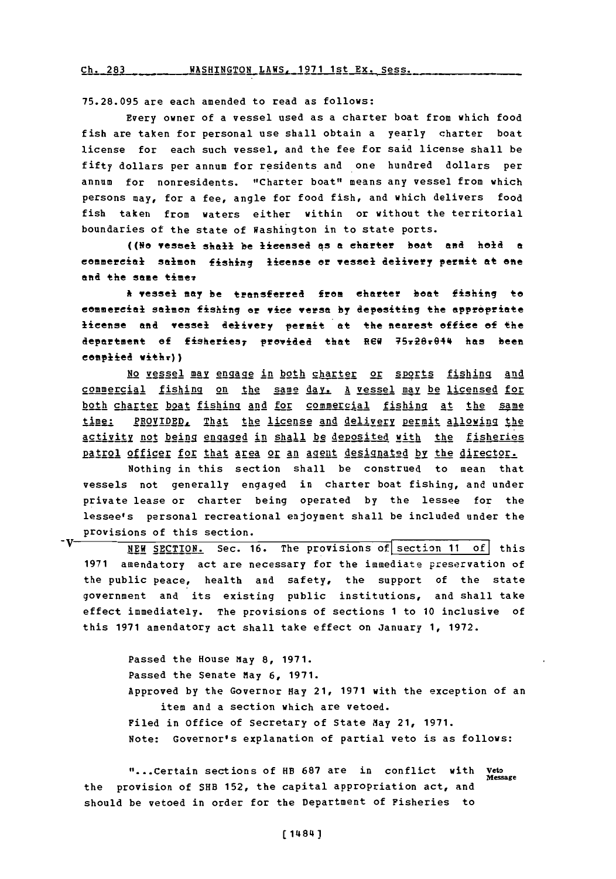75.28.095 are each amended to read as follows:

Every owner of a vessel used as a charter boat from which food fish are taken for personal use shall obtain a yearly charter boat license for each such vessel, and the fee for said license shall be fifty dollars per annum for residents and one hundred dollars per annum for nonresidents. "Charter boat" means any vessel from which persons may, for a fee, angle for food fish, and which delivers food fish taken from waters either within or without the territorial boundaries of the state of Washington in to state ports.

((~~No vessel shall be licensed as a charter boat and hold a commercial salmon fishing license or vessel delivery permit at one and the same time.~~

~~A vessel may be transferred from charter boat fishing to commercial salmon fishing or vice versa by depositing the appropriate license and vessel delivery permit at the nearest office of the department of fisheries, provided that RCW 75.28.044 has been complied with.~~))

<u>No vessel may engage in both charter or sports fishing and commercial fishing on the same day. A vessel may be licensed for both charter boat fishing and for commercial fishing at the same time: PROVIDED, That the license and delivery permit allowing the activity not being engaged in shall be deposited with the fisheries patrol officer for that area or an agent designated by the director.</u>

Nothing in this section shall be construed to mean that vessels not generally engaged in charter boat fishing, and under private lease or charter being operated by the lessee for the lessee's personal recreational enjoyment shall be included under the provisions of this section.

<u>NEW SECTION.</u> Sec. 16. The provisions of section 11 of this 1971 amendatory act are necessary for the immediate preservation of the public peace, health and safety, the support of the state government and its existing public institutions, and shall take effect immediately. The provisions of sections 1 to 10 inclusive of this 1971 amendatory act shall take effect on January 1, 1972.

Passed the House May 8, 1971.
Passed the Senate May 6, 1971.
Approved by the Governor May 21, 1971 with the exception of an item and a section which are vetoed.
Filed in Office of Secretary of State May 21, 1971.
Note: Governor's explanation of partial veto is as follows:

Veto Message

"...Certain sections of HB 687 are in conflict with the provision of SHB 152, the capital appropriation act, and should be vetoed in order for the Department of Fisheries to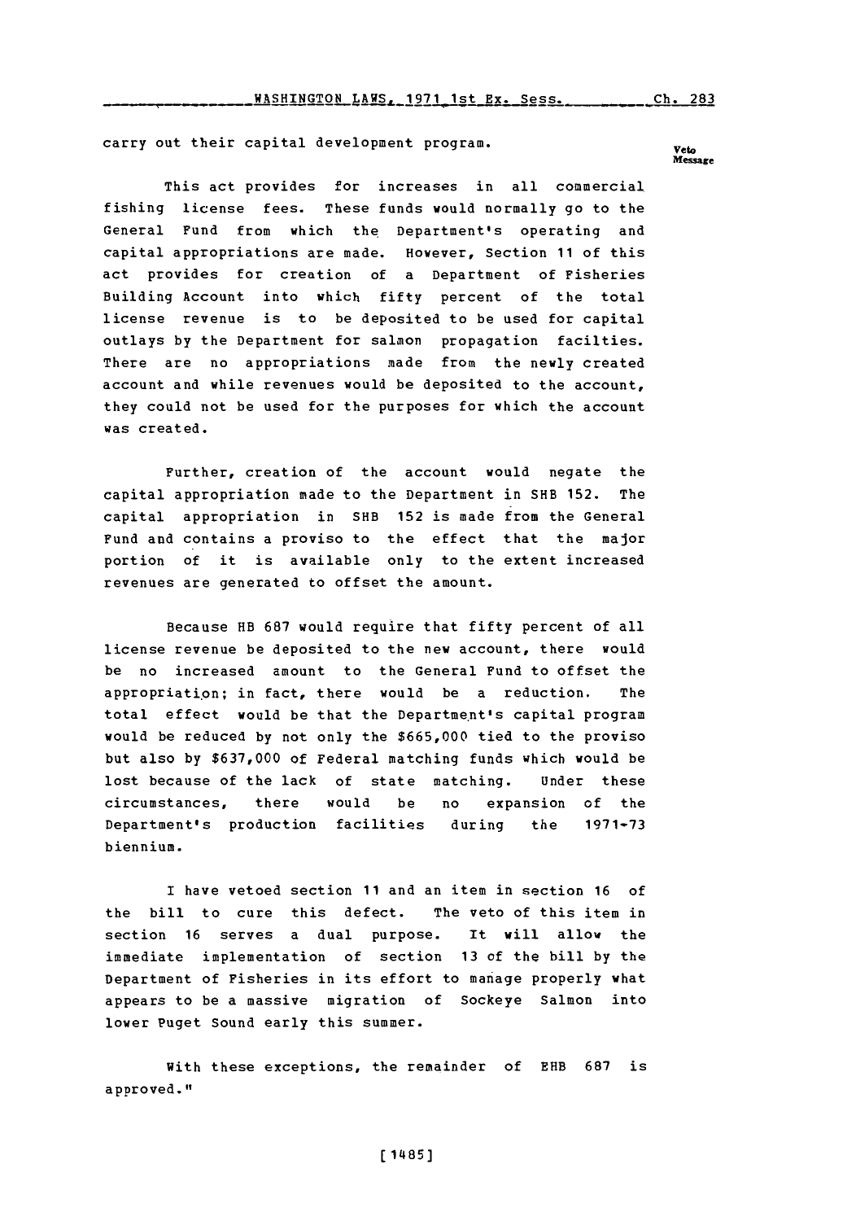carry out their capital development program.

Veto Message

This act provides for increases in all commercial fishing license fees. These funds would normally go to the General Fund from which the Department's operating and capital appropriations are made. However, Section 11 of this act provides for creation of a Department of Fisheries Building Account into which fifty percent of the total license revenue is to be deposited to be used for capital outlays by the Department for salmon propagation facilties. There are no appropriations made from the newly created account and while revenues would be deposited to the account, they could not be used for the purposes for which the account was created.

Further, creation of the account would negate the capital appropriation made to the Department in SHB 152. The capital appropriation in SHB 152 is made from the General Fund and contains a proviso to the effect that the major portion of it is available only to the extent increased revenues are generated to offset the amount.

Because HB 687 would require that fifty percent of all license revenue be deposited to the new account, there would be no increased amount to the General Fund to offset the appropriation; in fact, there would be a reduction. The total effect would be that the Department's capital program would be reduced by not only the $665,000 tied to the proviso but also by $637,000 of Federal matching funds which would be lost because of the lack of state matching. Under these circumstances, there would be no expansion of the Department's production facilities during the 1971-73 biennium.

I have vetoed section 11 and an item in section 16 of the bill to cure this defect. The veto of this item in section 16 serves a dual purpose. It will allow the immediate implementation of section 13 of the bill by the Department of Fisheries in its effort to manage properly what appears to be a massive migration of Sockeye Salmon into lower Puget Sound early this summer.

With these exceptions, the remainder of EHB 687 is approved."